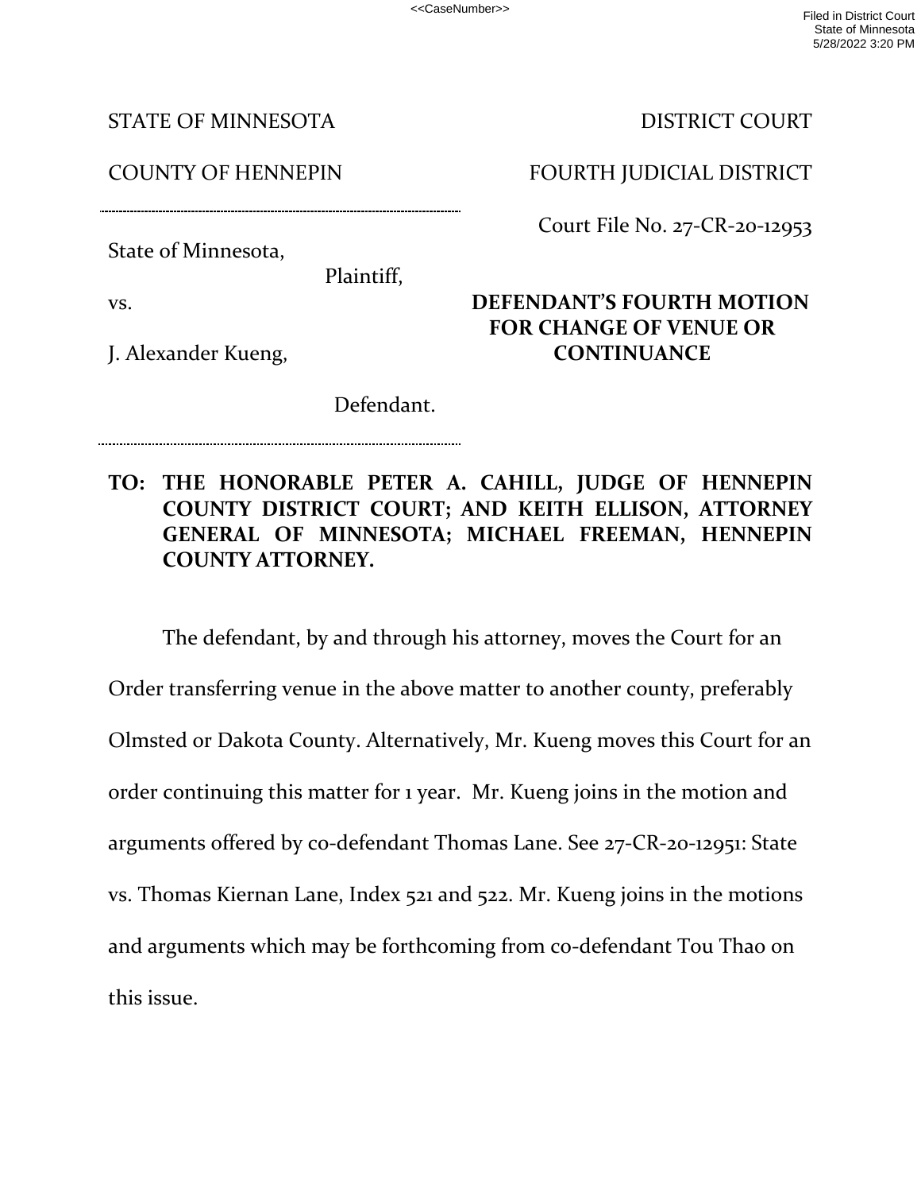STATE OF MINNESOTA — DISTRICT COURT

COUNTY OF HENNEPIN — FOURTH JUDICIAL DISTRICT

Court File No. 27-CR-20-12953

State of Minnesota,

Plaintiff,

vs.

J. Alexander Kueng,

Defendant.

**DEFENDANT'S FOURTH MOTION FOR CHANGE OF VENUE OR CONTINUANCE**

**TO: THE HONORABLE PETER A. CAHILL, JUDGE OF HENNEPIN COUNTY DISTRICT COURT; AND KEITH ELLISON, ATTORNEY GENERAL OF MINNESOTA; MICHAEL FREEMAN, HENNEPIN COUNTY ATTORNEY.**

The defendant, by and through his attorney, moves the Court for an Order transferring venue in the above matter to another county, preferably Olmsted or Dakota County. Alternatively, Mr. Kueng moves this Court for an order continuing this matter for 1 year. Mr. Kueng joins in the motion and arguments offered by co-defendant Thomas Lane. See 27-CR-20-12951: State vs. Thomas Kiernan Lane, Index 521 and 522. Mr. Kueng joins in the motions and arguments which may be forthcoming from co-defendant Tou Thao on this issue.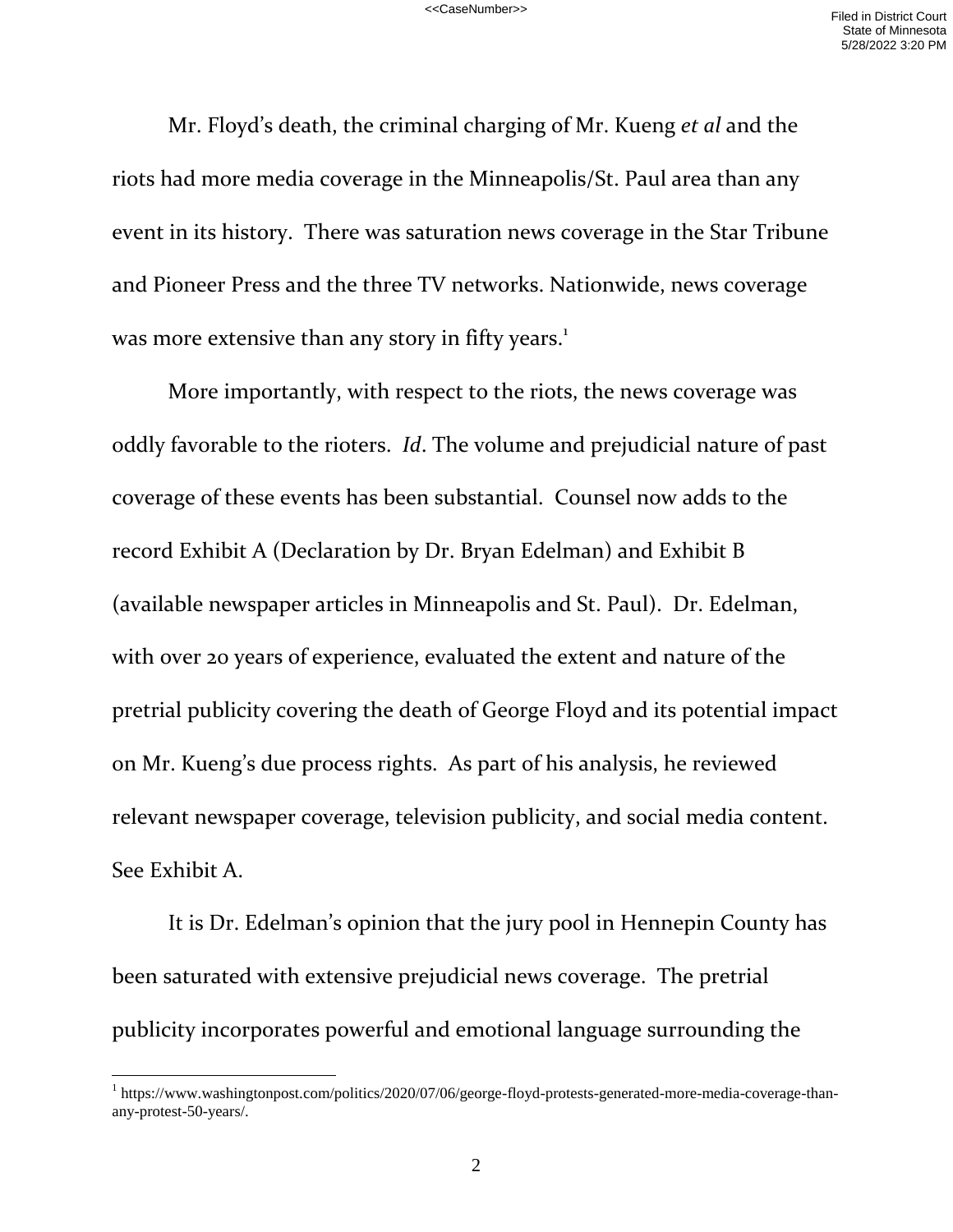Mr. Floyd's death, the criminal charging of Mr. Kueng *et al* and the riots had more media coverage in the Minneapolis/St. Paul area than any event in its history. There was saturation news coverage in the Star Tribune and Pioneer Press and the three TV networks. Nationwide, news coverage was more extensive than any story in fifty years.[1]

More importantly, with respect to the riots, the news coverage was oddly favorable to the rioters. *Id*. The volume and prejudicial nature of past coverage of these events has been substantial. Counsel now adds to the record Exhibit A (Declaration by Dr. Bryan Edelman) and Exhibit B (available newspaper articles in Minneapolis and St. Paul). Dr. Edelman, with over 20 years of experience, evaluated the extent and nature of the pretrial publicity covering the death of George Floyd and its potential impact on Mr. Kueng's due process rights. As part of his analysis, he reviewed relevant newspaper coverage, television publicity, and social media content. See Exhibit A.

It is Dr. Edelman's opinion that the jury pool in Hennepin County has been saturated with extensive prejudicial news coverage. The pretrial publicity incorporates powerful and emotional language surrounding the

[1] https://www.washingtonpost.com/politics/2020/07/06/george-floyd-protests-generated-more-media-coverage-than-any-protest-50-years/.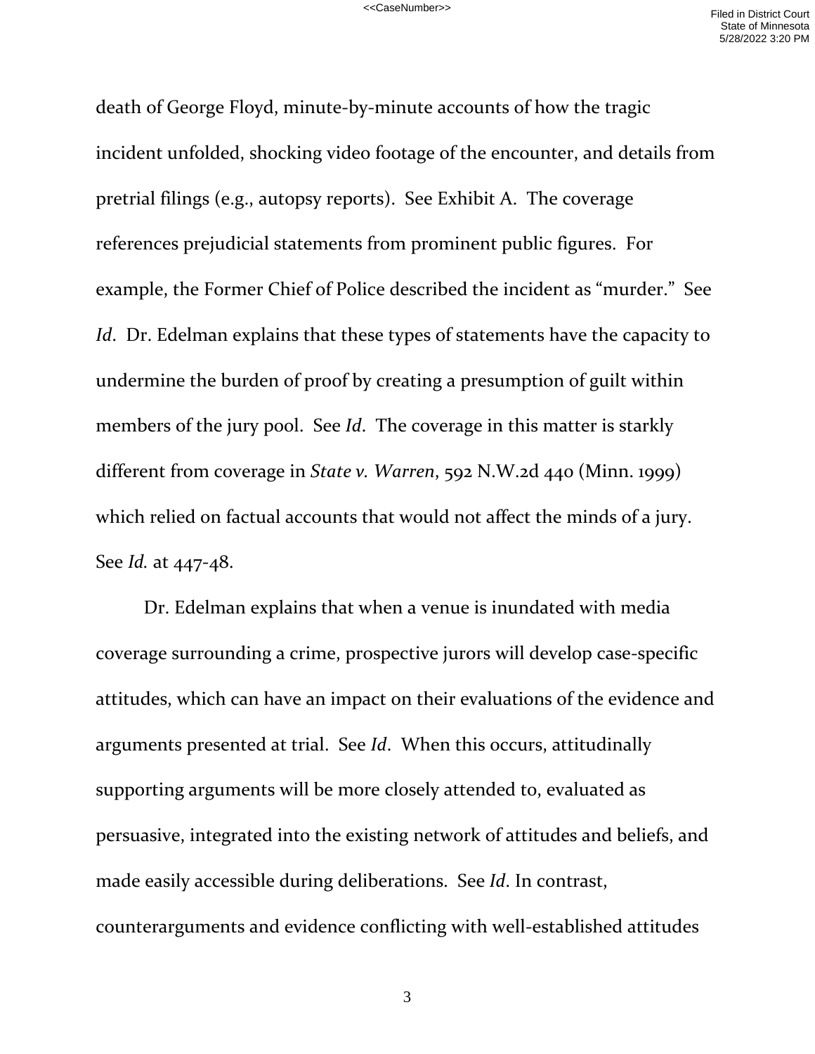death of George Floyd, minute-by-minute accounts of how the tragic incident unfolded, shocking video footage of the encounter, and details from pretrial filings (e.g., autopsy reports). See Exhibit A. The coverage references prejudicial statements from prominent public figures. For example, the Former Chief of Police described the incident as "murder." See *Id*. Dr. Edelman explains that these types of statements have the capacity to undermine the burden of proof by creating a presumption of guilt within members of the jury pool. See *Id*. The coverage in this matter is starkly different from coverage in *State v. Warren*, 592 N.W.2d 440 (Minn. 1999) which relied on factual accounts that would not affect the minds of a jury. See *Id.* at 447-48.

Dr. Edelman explains that when a venue is inundated with media coverage surrounding a crime, prospective jurors will develop case-specific attitudes, which can have an impact on their evaluations of the evidence and arguments presented at trial. See *Id*. When this occurs, attitudinally supporting arguments will be more closely attended to, evaluated as persuasive, integrated into the existing network of attitudes and beliefs, and made easily accessible during deliberations. See *Id*. In contrast, counterarguments and evidence conflicting with well-established attitudes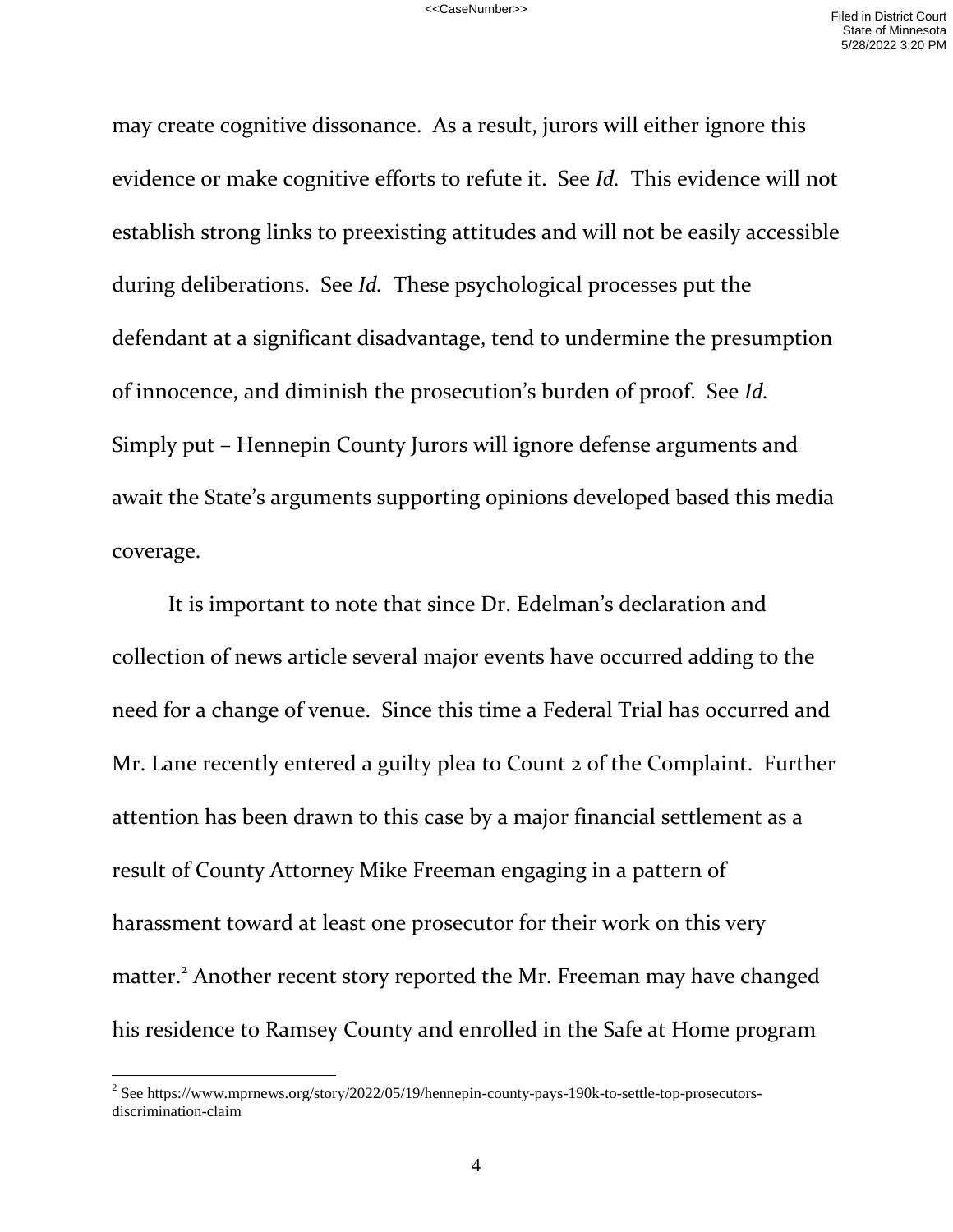may create cognitive dissonance. As a result, jurors will either ignore this evidence or make cognitive efforts to refute it. See *Id.* This evidence will not establish strong links to preexisting attitudes and will not be easily accessible during deliberations. See *Id.* These psychological processes put the defendant at a significant disadvantage, tend to undermine the presumption of innocence, and diminish the prosecution's burden of proof. See *Id.* Simply put – Hennepin County Jurors will ignore defense arguments and await the State's arguments supporting opinions developed based this media coverage.

It is important to note that since Dr. Edelman's declaration and collection of news article several major events have occurred adding to the need for a change of venue. Since this time a Federal Trial has occurred and Mr. Lane recently entered a guilty plea to Count 2 of the Complaint. Further attention has been drawn to this case by a major financial settlement as a result of County Attorney Mike Freeman engaging in a pattern of harassment toward at least one prosecutor for their work on this very matter.[2] Another recent story reported the Mr. Freeman may have changed his residence to Ramsey County and enrolled in the Safe at Home program

[2] See https://www.mprnews.org/story/2022/05/19/hennepin-county-pays-190k-to-settle-top-prosecutors-discrimination-claim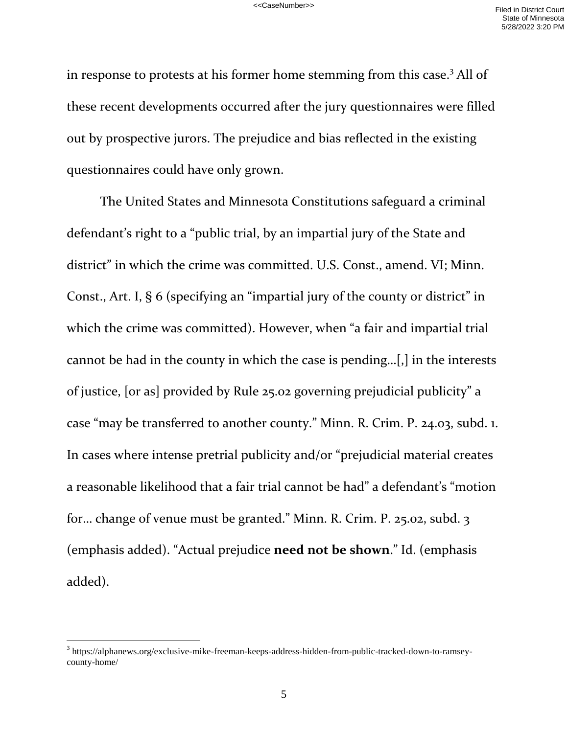in response to protests at his former home stemming from this case.[3] All of these recent developments occurred after the jury questionnaires were filled out by prospective jurors. The prejudice and bias reflected in the existing questionnaires could have only grown.

The United States and Minnesota Constitutions safeguard a criminal defendant's right to a "public trial, by an impartial jury of the State and district" in which the crime was committed. U.S. Const., amend. VI; Minn. Const., Art. I, § 6 (specifying an "impartial jury of the county or district" in which the crime was committed). However, when "a fair and impartial trial cannot be had in the county in which the case is pending…[,] in the interests of justice, [or as] provided by Rule 25.02 governing prejudicial publicity" a case "may be transferred to another county." Minn. R. Crim. P. 24.03, subd. 1. In cases where intense pretrial publicity and/or "prejudicial material creates a reasonable likelihood that a fair trial cannot be had" a defendant's "motion for… change of venue must be granted." Minn. R. Crim. P. 25.02, subd. 3 (emphasis added). "Actual prejudice **need not be shown**." Id. (emphasis added).

[3] https://alphanews.org/exclusive-mike-freeman-keeps-address-hidden-from-public-tracked-down-to-ramsey-county-home/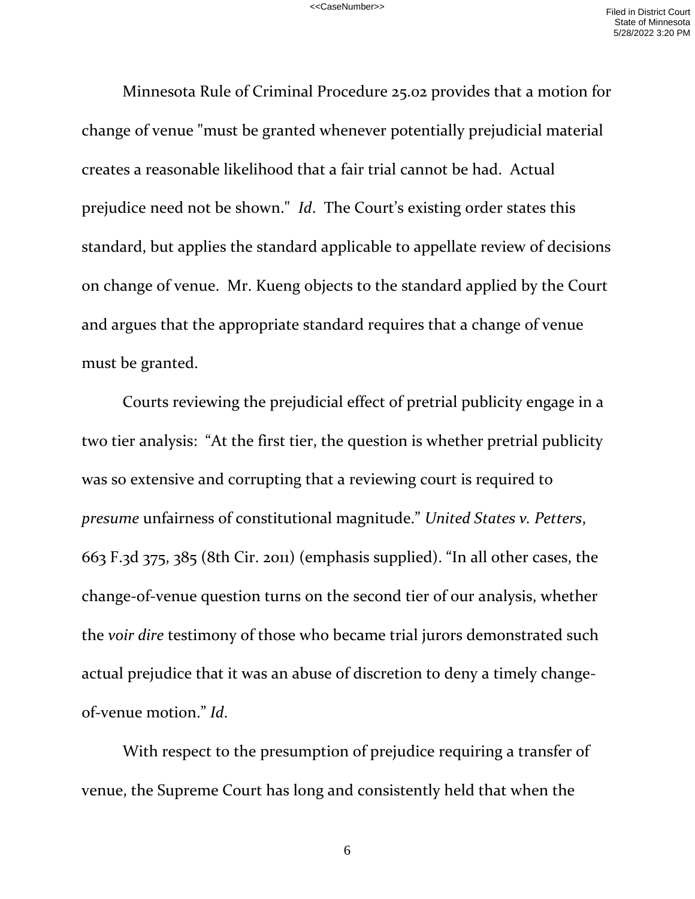Minnesota Rule of Criminal Procedure 25.02 provides that a motion for change of venue "must be granted whenever potentially prejudicial material creates a reasonable likelihood that a fair trial cannot be had. Actual prejudice need not be shown." *Id*. The Court's existing order states this standard, but applies the standard applicable to appellate review of decisions on change of venue. Mr. Kueng objects to the standard applied by the Court and argues that the appropriate standard requires that a change of venue must be granted.

Courts reviewing the prejudicial effect of pretrial publicity engage in a two tier analysis: "At the first tier, the question is whether pretrial publicity was so extensive and corrupting that a reviewing court is required to *presume* unfairness of constitutional magnitude." *United States v. Petters*, 663 F.3d 375, 385 (8th Cir. 2011) (emphasis supplied). "In all other cases, the change-of-venue question turns on the second tier of our analysis, whether the *voir dire* testimony of those who became trial jurors demonstrated such actual prejudice that it was an abuse of discretion to deny a timely change-of-venue motion." *Id*.

With respect to the presumption of prejudice requiring a transfer of venue, the Supreme Court has long and consistently held that when the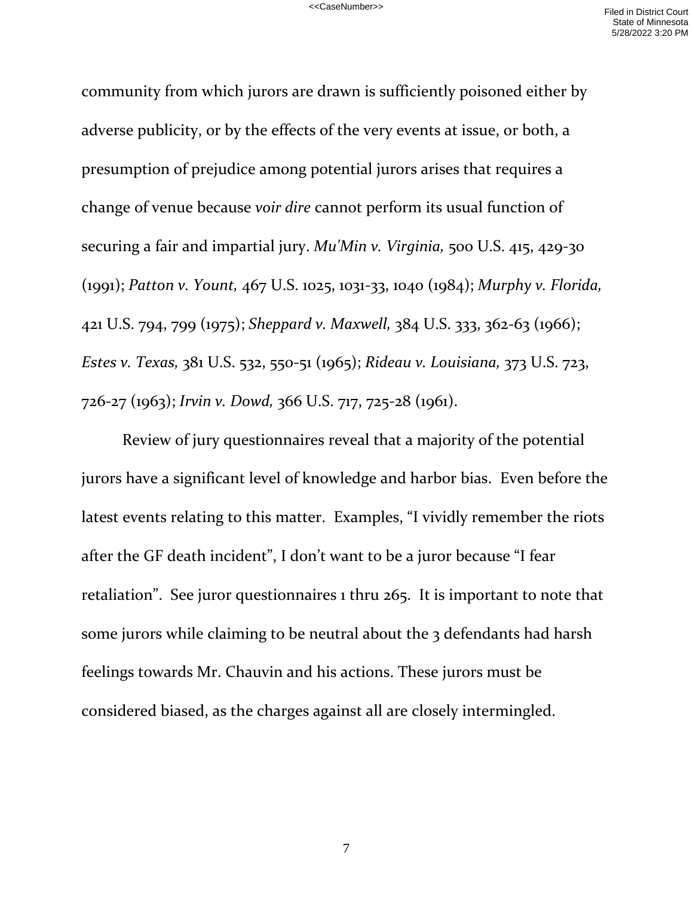community from which jurors are drawn is sufficiently poisoned either by adverse publicity, or by the effects of the very events at issue, or both, a presumption of prejudice among potential jurors arises that requires a change of venue because *voir dire* cannot perform its usual function of securing a fair and impartial jury. *Mu'Min v. Virginia,* 500 U.S. 415, 429-30 (1991); *Patton v. Yount,* 467 U.S. 1025, 1031-33, 1040 (1984); *Murphy v. Florida,* 421 U.S. 794, 799 (1975); *Sheppard v. Maxwell,* 384 U.S. 333, 362-63 (1966); *Estes v. Texas,* 381 U.S. 532, 550-51 (1965); *Rideau v. Louisiana,* 373 U.S. 723, 726-27 (1963); *Irvin v. Dowd,* 366 U.S. 717, 725-28 (1961).

Review of jury questionnaires reveal that a majority of the potential jurors have a significant level of knowledge and harbor bias. Even before the latest events relating to this matter. Examples, "I vividly remember the riots after the GF death incident", I don't want to be a juror because "I fear retaliation". See juror questionnaires 1 thru 265. It is important to note that some jurors while claiming to be neutral about the 3 defendants had harsh feelings towards Mr. Chauvin and his actions. These jurors must be considered biased, as the charges against all are closely intermingled.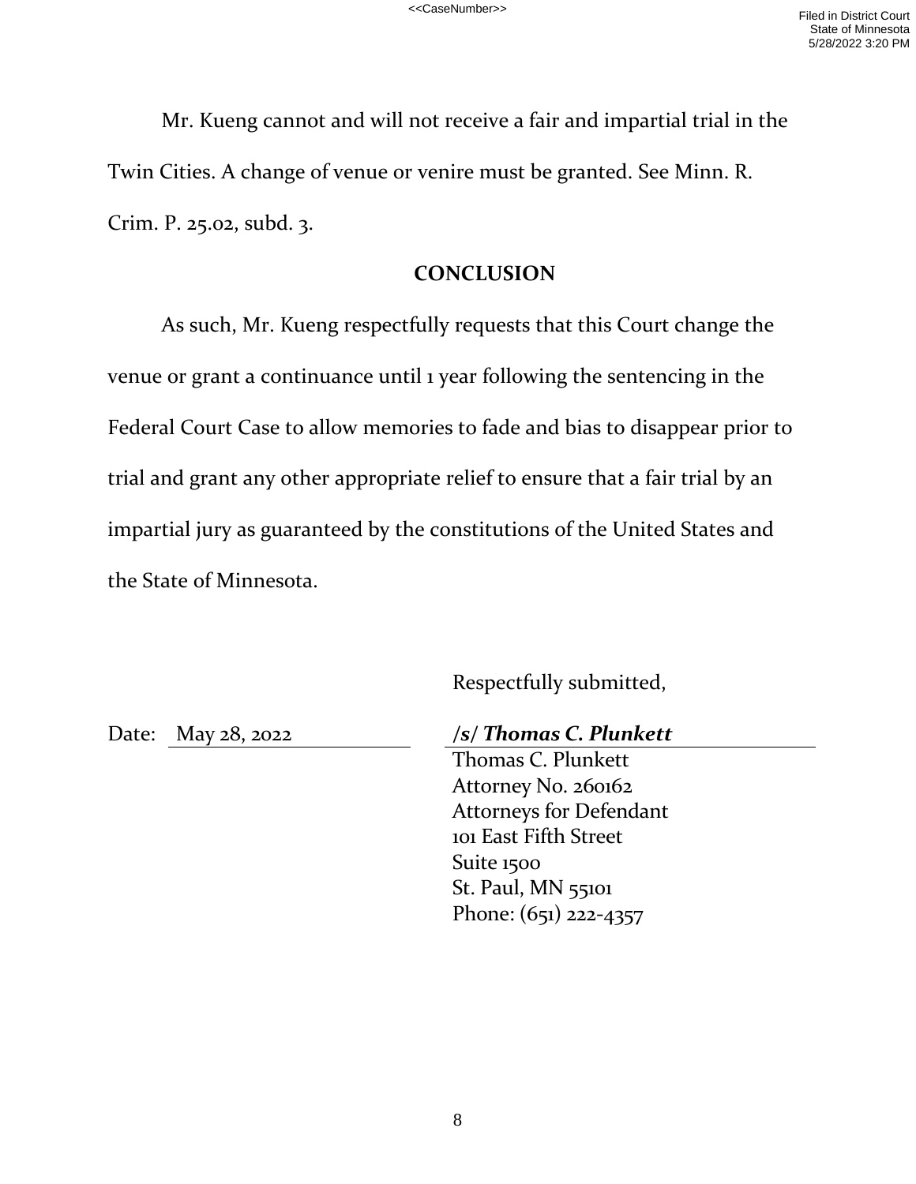Mr. Kueng cannot and will not receive a fair and impartial trial in the Twin Cities. A change of venue or venire must be granted. See Minn. R. Crim. P. 25.02, subd. 3.

## CONCLUSION

As such, Mr. Kueng respectfully requests that this Court change the venue or grant a continuance until 1 year following the sentencing in the Federal Court Case to allow memories to fade and bias to disappear prior to trial and grant any other appropriate relief to ensure that a fair trial by an impartial jury as guaranteed by the constitutions of the United States and the State of Minnesota.

Respectfully submitted,

Date: May 28, 2022

***/s/ Thomas C. Plunkett***
Thomas C. Plunkett
Attorney No. 260162
Attorneys for Defendant
101 East Fifth Street
Suite 1500
St. Paul, MN 55101
Phone: (651) 222-4357